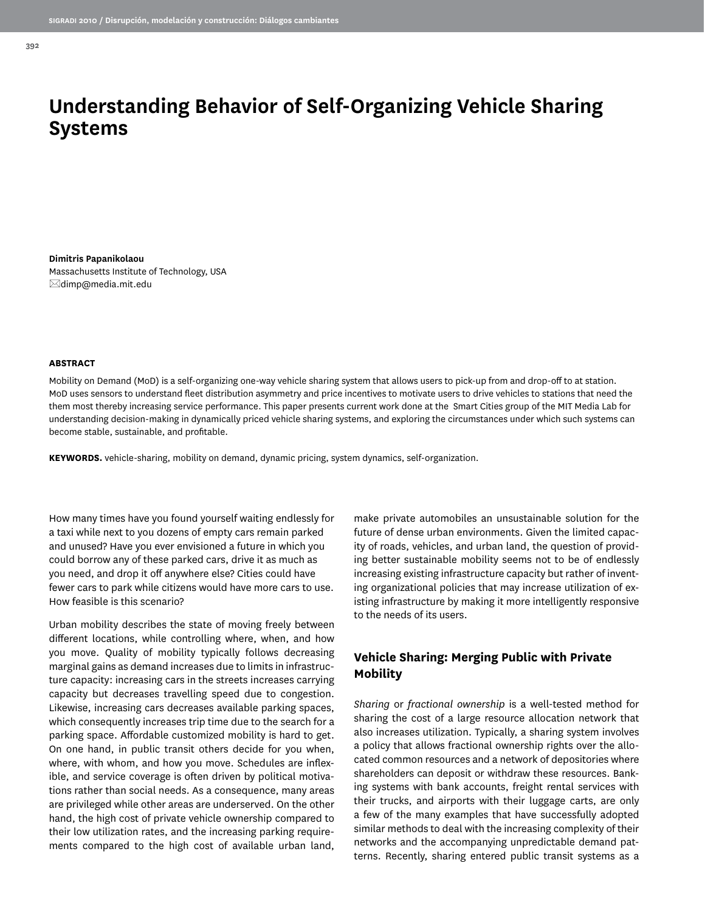# Understanding Behavior of Self-Organizing Vehicle Sharing Systems

**Dimitris Papanikolaou**
Massachusetts Institute of Technology, USA
dimp@media.mit.edu

**ABSTRACT**

Mobility on Demand (MoD) is a self-organizing one-way vehicle sharing system that allows users to pick-up from and drop-off to at station. MoD uses sensors to understand fleet distribution asymmetry and price incentives to motivate users to drive vehicles to stations that need the them most thereby increasing service performance. This paper presents current work done at the Smart Cities group of the MIT Media Lab for understanding decision-making in dynamically priced vehicle sharing systems, and exploring the circumstances under which such systems can become stable, sustainable, and profitable.

**KEYWORDS.** vehicle-sharing, mobility on demand, dynamic pricing, system dynamics, self-organization.

How many times have you found yourself waiting endlessly for a taxi while next to you dozens of empty cars remain parked and unused? Have you ever envisioned a future in which you could borrow any of these parked cars, drive it as much as you need, and drop it off anywhere else? Cities could have fewer cars to park while citizens would have more cars to use. How feasible is this scenario?

Urban mobility describes the state of moving freely between different locations, while controlling where, when, and how you move. Quality of mobility typically follows decreasing marginal gains as demand increases due to limits in infrastructure capacity: increasing cars in the streets increases carrying capacity but decreases travelling speed due to congestion. Likewise, increasing cars decreases available parking spaces, which consequently increases trip time due to the search for a parking space. Affordable customized mobility is hard to get. On one hand, in public transit others decide for you when, where, with whom, and how you move. Schedules are inflexible, and service coverage is often driven by political motivations rather than social needs. As a consequence, many areas are privileged while other areas are underserved. On the other hand, the high cost of private vehicle ownership compared to their low utilization rates, and the increasing parking requirements compared to the high cost of available urban land, make private automobiles an unsustainable solution for the future of dense urban environments. Given the limited capacity of roads, vehicles, and urban land, the question of providing better sustainable mobility seems not to be of endlessly increasing existing infrastructure capacity but rather of inventing organizational policies that may increase utilization of existing infrastructure by making it more intelligently responsive to the needs of its users.

## Vehicle Sharing: Merging Public with Private Mobility

*Sharing* or *fractional ownership* is a well-tested method for sharing the cost of a large resource allocation network that also increases utilization. Typically, a sharing system involves a policy that allows fractional ownership rights over the allocated common resources and a network of depositories where shareholders can deposit or withdraw these resources. Banking systems with bank accounts, freight rental services with their trucks, and airports with their luggage carts, are only a few of the many examples that have successfully adopted similar methods to deal with the increasing complexity of their networks and the accompanying unpredictable demand patterns. Recently, sharing entered public transit systems as a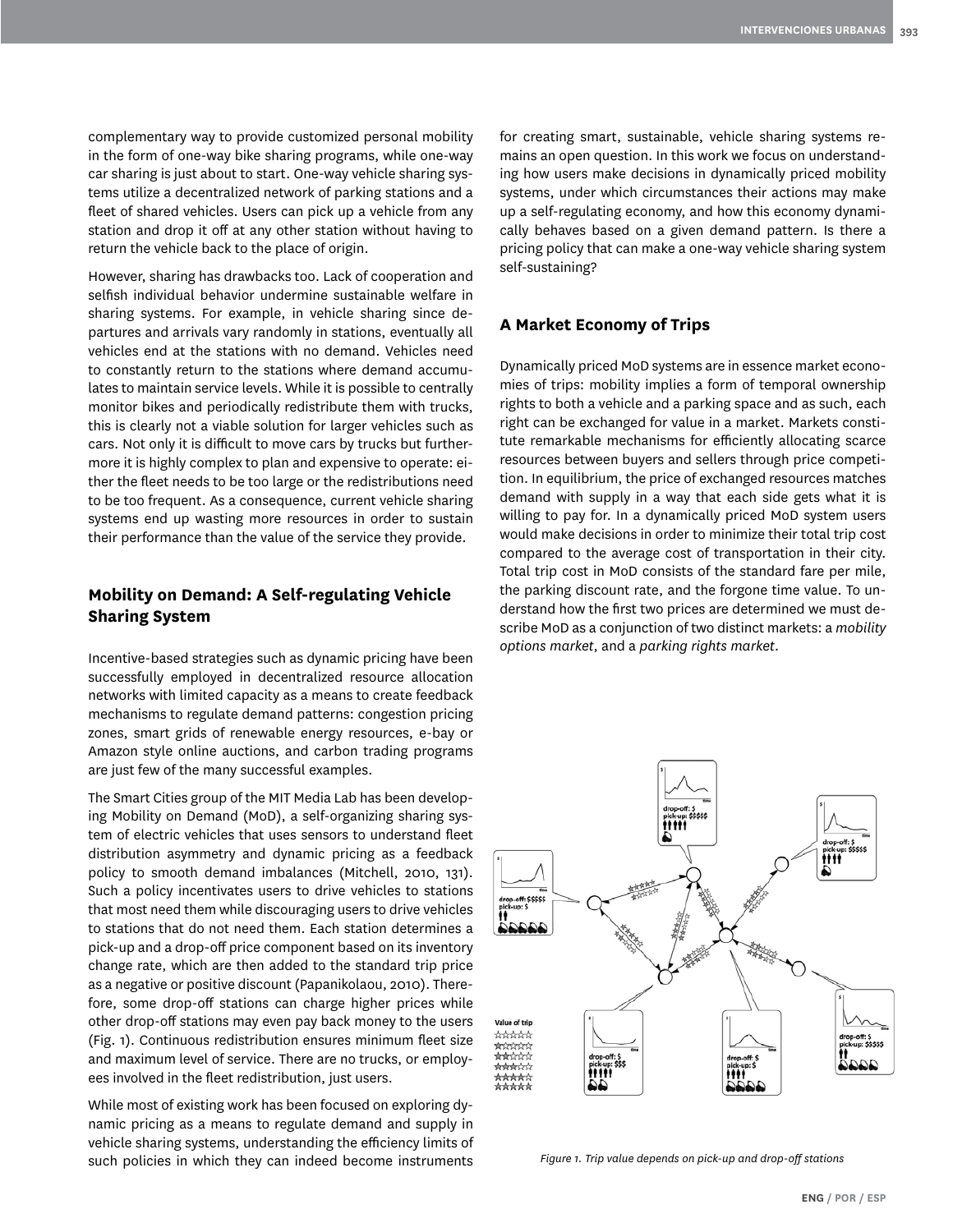complementary way to provide customized personal mobility in the form of one-way bike sharing programs, while one-way car sharing is just about to start. One-way vehicle sharing systems utilize a decentralized network of parking stations and a fleet of shared vehicles. Users can pick up a vehicle from any station and drop it off at any other station without having to return the vehicle back to the place of origin.

However, sharing has drawbacks too. Lack of cooperation and selfish individual behavior undermine sustainable welfare in sharing systems. For example, in vehicle sharing since departures and arrivals vary randomly in stations, eventually all vehicles end at the stations with no demand. Vehicles need to constantly return to the stations where demand accumulates to maintain service levels. While it is possible to centrally monitor bikes and periodically redistribute them with trucks, this is clearly not a viable solution for larger vehicles such as cars. Not only it is difficult to move cars by trucks but furthermore it is highly complex to plan and expensive to operate: either the fleet needs to be too large or the redistributions need to be too frequent. As a consequence, current vehicle sharing systems end up wasting more resources in order to sustain their performance than the value of the service they provide.

## Mobility on Demand: A Self-regulating Vehicle Sharing System

Incentive-based strategies such as dynamic pricing have been successfully employed in decentralized resource allocation networks with limited capacity as a means to create feedback mechanisms to regulate demand patterns: congestion pricing zones, smart grids of renewable energy resources, e-bay or Amazon style online auctions, and carbon trading programs are just few of the many successful examples.

The Smart Cities group of the MIT Media Lab has been developing Mobility on Demand (MoD), a self-organizing sharing system of electric vehicles that uses sensors to understand fleet distribution asymmetry and dynamic pricing as a feedback policy to smooth demand imbalances (Mitchell, 2010, 131). Such a policy incentivates users to drive vehicles to stations that most need them while discouraging users to drive vehicles to stations that do not need them. Each station determines a pick-up and a drop-off price component based on its inventory change rate, which are then added to the standard trip price as a negative or positive discount (Papanikolaou, 2010). Therefore, some drop-off stations can charge higher prices while other drop-off stations may even pay back money to the users (Fig. 1). Continuous redistribution ensures minimum fleet size and maximum level of service. There are no trucks, or employees involved in the fleet redistribution, just users.

While most of existing work has been focused on exploring dynamic pricing as a means to regulate demand and supply in vehicle sharing systems, understanding the efficiency limits of such policies in which they can indeed become instruments for creating smart, sustainable, vehicle sharing systems remains an open question. In this work we focus on understanding how users make decisions in dynamically priced mobility systems, under which circumstances their actions may make up a self-regulating economy, and how this economy dynamically behaves based on a given demand pattern. Is there a pricing policy that can make a one-way vehicle sharing system self-sustaining?

## A Market Economy of Trips

Dynamically priced MoD systems are in essence market economies of trips: mobility implies a form of temporal ownership rights to both a vehicle and a parking space and as such, each right can be exchanged for value in a market. Markets constitute remarkable mechanisms for efficiently allocating scarce resources between buyers and sellers through price competition. In equilibrium, the price of exchanged resources matches demand with supply in a way that each side gets what it is willing to pay for. In a dynamically priced MoD system users would make decisions in order to minimize their total trip cost compared to the average cost of transportation in their city. Total trip cost in MoD consists of the standard fare per mile, the parking discount rate, and the forgone time value. To understand how the first two prices are determined we must describe MoD as a conjunction of two distinct markets: a *mobility options market*, and a *parking rights market*.

*Figure 1. Trip value depends on pick-up and drop-off stations*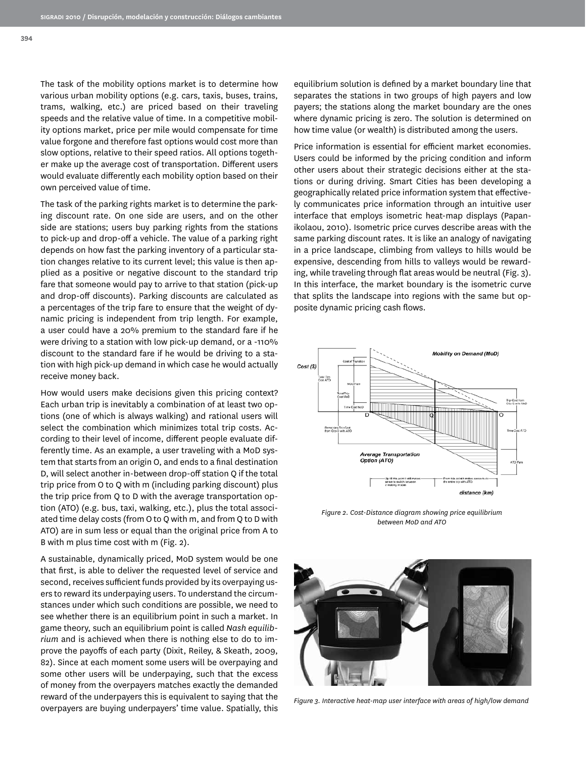The task of the mobility options market is to determine how various urban mobility options (e.g. cars, taxis, buses, trains, trams, walking, etc.) are priced based on their traveling speeds and the relative value of time. In a competitive mobility options market, price per mile would compensate for time value forgone and therefore fast options would cost more than slow options, relative to their speed ratios. All options together make up the average cost of transportation. Different users would evaluate differently each mobility option based on their own perceived value of time.

The task of the parking rights market is to determine the parking discount rate. On one side are users, and on the other side are stations; users buy parking rights from the stations to pick-up and drop-off a vehicle. The value of a parking right depends on how fast the parking inventory of a particular station changes relative to its current level; this value is then applied as a positive or negative discount to the standard trip fare that someone would pay to arrive to that station (pick-up and drop-off discounts). Parking discounts are calculated as a percentages of the trip fare to ensure that the weight of dynamic pricing is independent from trip length. For example, a user could have a 20% premium to the standard fare if he were driving to a station with low pick-up demand, or a -110% discount to the standard fare if he would be driving to a station with high pick-up demand in which case he would actually receive money back.

How would users make decisions given this pricing context? Each urban trip is inevitably a combination of at least two options (one of which is always walking) and rational users will select the combination which minimizes total trip costs. According to their level of income, different people evaluate differently time. As an example, a user traveling with a MoD system that starts from an origin O, and ends to a final destination D, will select another in-between drop-off station Q if the total trip price from O to Q with m (including parking discount) plus the trip price from Q to D with the average transportation option (ATO) (e.g. bus, taxi, walking, etc.), plus the total associated time delay costs (from O to Q with m, and from Q to D with ATO) are in sum less or equal than the original price from A to B with m plus time cost with m (Fig. 2).

A sustainable, dynamically priced, MoD system would be one that first, is able to deliver the requested level of service and second, receives sufficient funds provided by its overpaying users to reward its underpaying users. To understand the circumstances under which such conditions are possible, we need to see whether there is an equilibrium point in such a market. In game theory, such an equilibrium point is called *Nash equilibrium* and is achieved when there is nothing else to do to improve the payoffs of each party (Dixit, Reiley, & Skeath, 2009, 82). Since at each moment some users will be overpaying and some other users will be underpaying, such that the excess of money from the overpayers matches exactly the demanded reward of the underpayers this is equivalent to saying that the overpayers are buying underpayers' time value. Spatially, this equilibrium solution is defined by a market boundary line that separates the stations in two groups of high payers and low payers; the stations along the market boundary are the ones where dynamic pricing is zero. The solution is determined on how time value (or wealth) is distributed among the users.

Price information is essential for efficient market economies. Users could be informed by the pricing condition and inform other users about their strategic decisions either at the stations or during driving. Smart Cities has been developing a geographically related price information system that effectively communicates price information through an intuitive user interface that employs isometric heat-map displays (Papanikolaou, 2010). Isometric price curves describe areas with the same parking discount rates. It is like an analogy of navigating in a price landscape, climbing from valleys to hills would be expensive, descending from hills to valleys would be rewarding, while traveling through flat areas would be neutral (Fig. 3). In this interface, the market boundary is the isometric curve that splits the landscape into regions with the same but opposite dynamic pricing cash flows.

*Figure 2. Cost-Distance diagram showing price equilibrium between MoD and ATO*

*Figure 3. Interactive heat-map user interface with areas of high/low demand*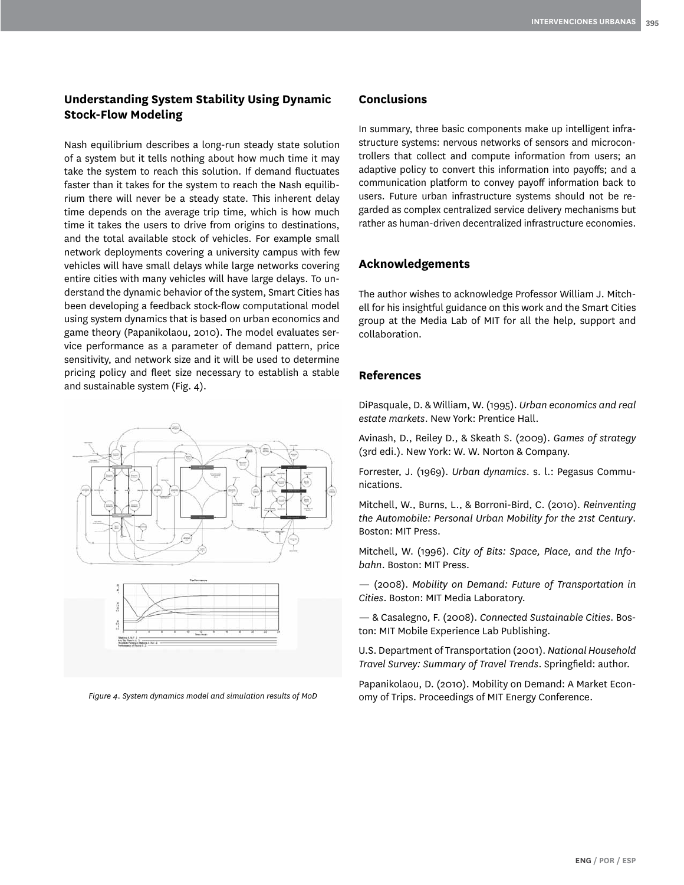## Understanding System Stability Using Dynamic Stock-Flow Modeling

Nash equilibrium describes a long-run steady state solution of a system but it tells nothing about how much time it may take the system to reach this solution. If demand fluctuates faster than it takes for the system to reach the Nash equilibrium there will never be a steady state. This inherent delay time depends on the average trip time, which is how much time it takes the users to drive from origins to destinations, and the total available stock of vehicles. For example small network deployments covering a university campus with few vehicles will have small delays while large networks covering entire cities with many vehicles will have large delays. To understand the dynamic behavior of the system, Smart Cities has been developing a feedback stock-flow computational model using system dynamics that is based on urban economics and game theory (Papanikolaou, 2010). The model evaluates service performance as a parameter of demand pattern, price sensitivity, and network size and it will be used to determine pricing policy and fleet size necessary to establish a stable and sustainable system (Fig. 4).

*Figure 4. System dynamics model and simulation results of MoD*

## Conclusions

In summary, three basic components make up intelligent infrastructure systems: nervous networks of sensors and microcontrollers that collect and compute information from users; an adaptive policy to convert this information into payoffs; and a communication platform to convey payoff information back to users. Future urban infrastructure systems should not be regarded as complex centralized service delivery mechanisms but rather as human-driven decentralized infrastructure economies.

## Acknowledgements

The author wishes to acknowledge Professor William J. Mitchell for his insightful guidance on this work and the Smart Cities group at the Media Lab of MIT for all the help, support and collaboration.

## References

DiPasquale, D. & William, W. (1995). *Urban economics and real estate markets*. New York: Prentice Hall.

Avinash, D., Reiley D., & Skeath S. (2009). *Games of strategy* (3rd edi.). New York: W. W. Norton & Company.

Forrester, J. (1969). *Urban dynamics*. s. l.: Pegasus Communications.

Mitchell, W., Burns, L., & Borroni-Bird, C. (2010). *Reinventing the Automobile: Personal Urban Mobility for the 21st Century*. Boston: MIT Press.

Mitchell, W. (1996). *City of Bits: Space, Place, and the Infobahn*. Boston: MIT Press.

— (2008). *Mobility on Demand: Future of Transportation in Cities*. Boston: MIT Media Laboratory.

— & Casalegno, F. (2008). *Connected Sustainable Cities*. Boston: MIT Mobile Experience Lab Publishing.

U.S. Department of Transportation (2001). *National Household Travel Survey: Summary of Travel Trends*. Springfield: author.

Papanikolaou, D. (2010). Mobility on Demand: A Market Economy of Trips. Proceedings of MIT Energy Conference.